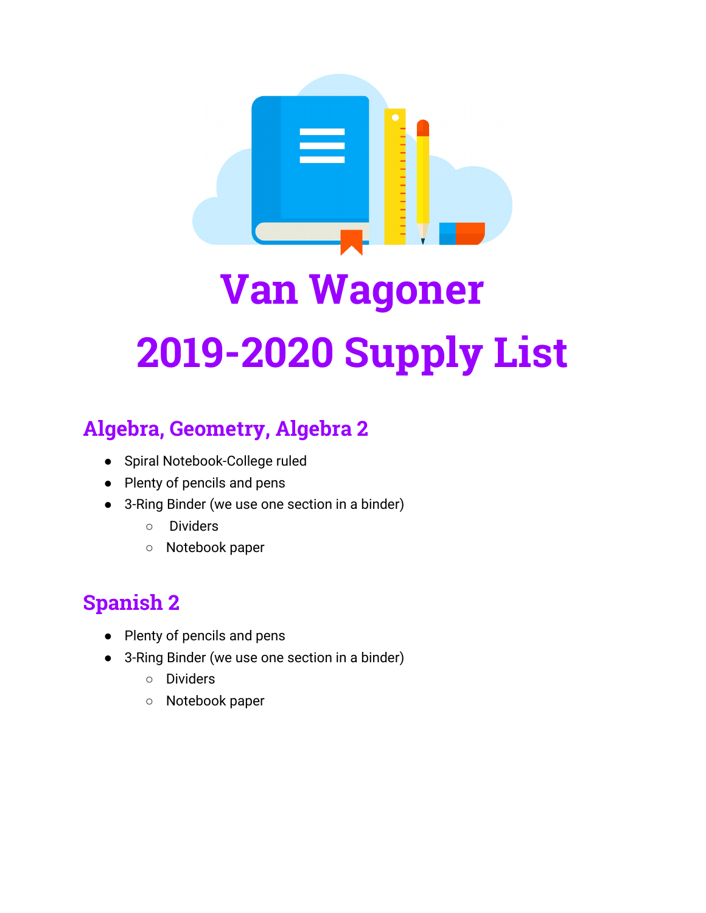# Van Wagoner

# 2019-2020 Supply List

## Algebra, Geometry, Algebra 2

- Spiral Notebook-College ruled
- Plenty of pencils and pens
- 3-Ring Binder (we use one section in a binder)
  - Dividers
  - Notebook paper

## Spanish 2

- Plenty of pencils and pens
- 3-Ring Binder (we use one section in a binder)
  - Dividers
  - Notebook paper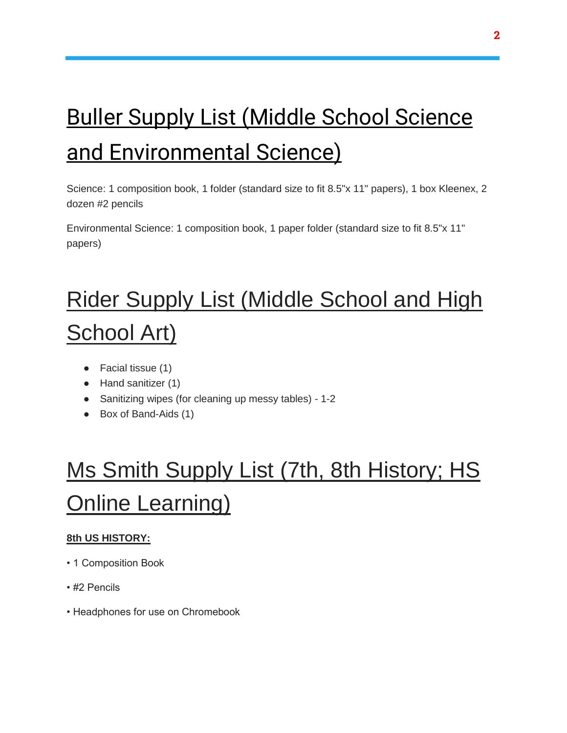# Buller Supply List (Middle School Science and Environmental Science)

Science: 1 composition book, 1 folder (standard size to fit 8.5"x 11" papers), 1 box Kleenex, 2 dozen #2 pencils

Environmental Science: 1 composition book, 1 paper folder (standard size to fit 8.5"x 11" papers)

# Rider Supply List (Middle School and High School Art)

- Facial tissue (1)
- Hand sanitizer (1)
- Sanitizing wipes (for cleaning up messy tables) - 1-2
- Box of Band-Aids (1)

# Ms Smith Supply List (7th, 8th History; HS Online Learning)

**8th US HISTORY:**

• 1 Composition Book

• #2 Pencils

• Headphones for use on Chromebook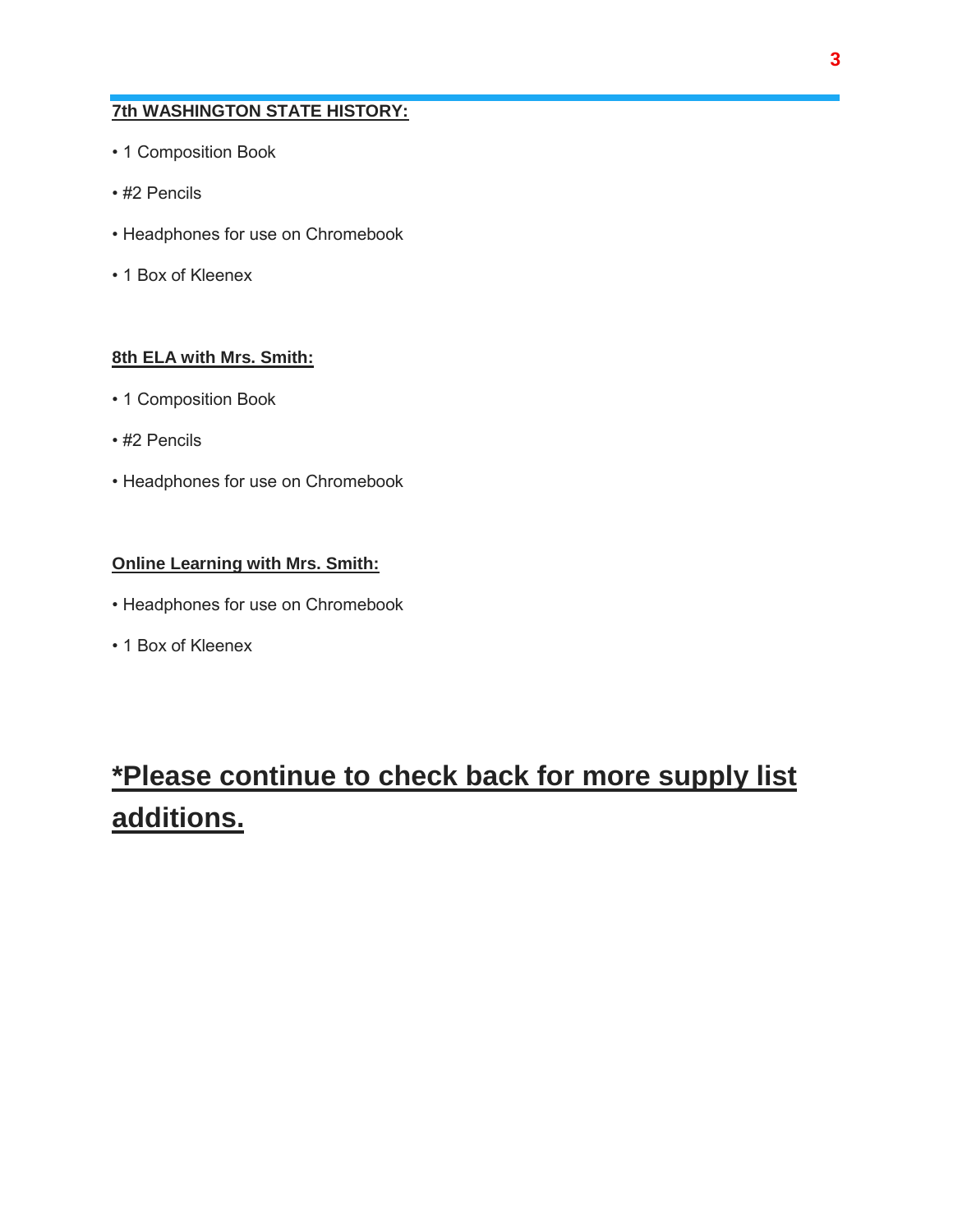**7th WASHINGTON STATE HISTORY:**

- 1 Composition Book
- #2 Pencils
- Headphones for use on Chromebook
- 1 Box of Kleenex

**8th ELA with Mrs. Smith:**

- 1 Composition Book
- #2 Pencils
- Headphones for use on Chromebook

**Online Learning with Mrs. Smith:**

- Headphones for use on Chromebook
- 1 Box of Kleenex

## *Please continue to check back for more supply list additions.